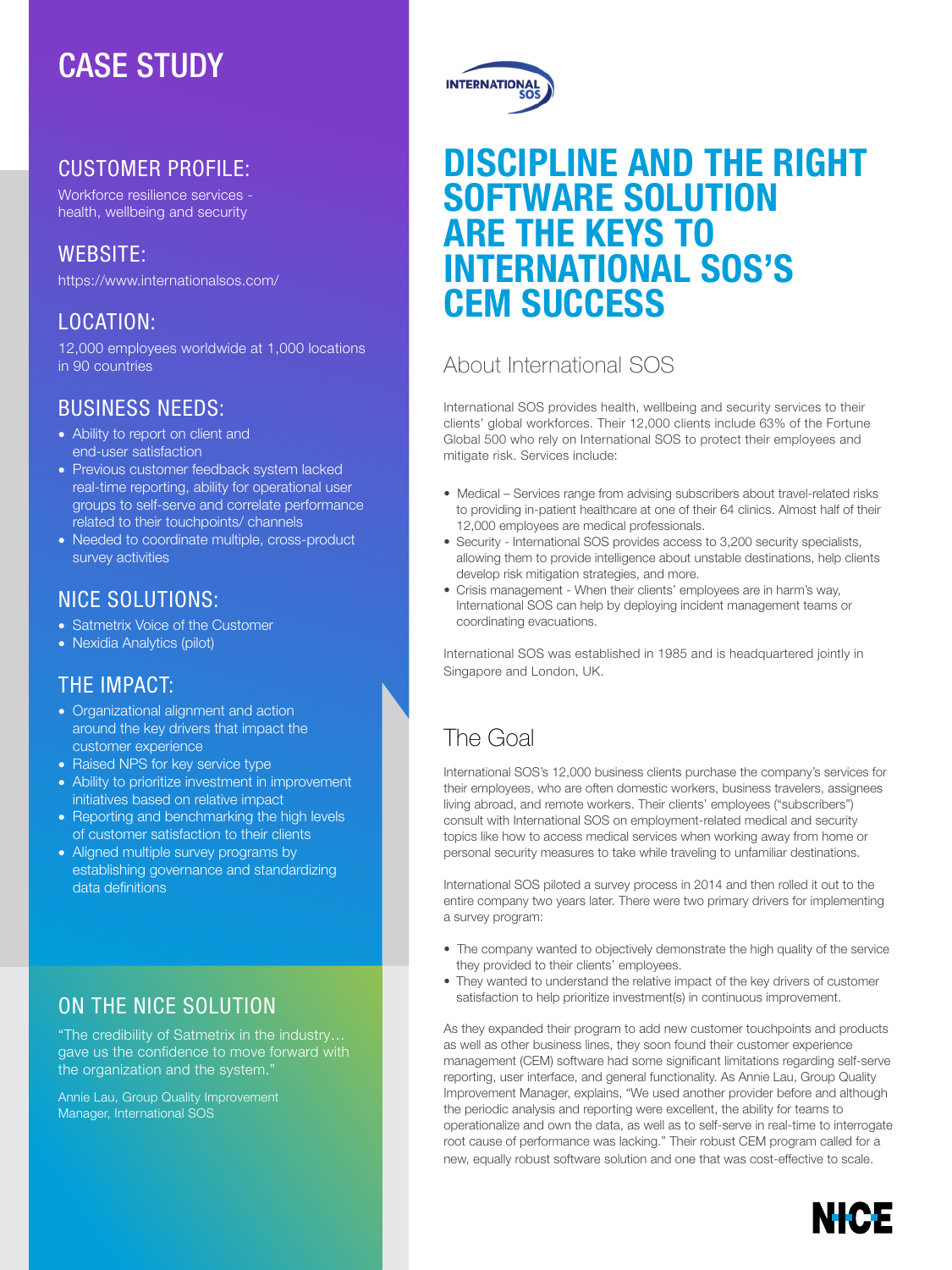# CASE STUDY

## CUSTOMER PROFILE:

Workforce resilience services - health, wellbeing and security

## WEBSITE:

https://www.internationalsos.com/

## LOCATION:

12,000 employees worldwide at 1,000 locations in 90 countries

## BUSINESS NEEDS:

- Ability to report on client and end-user satisfaction
- Previous customer feedback system lacked real-time reporting, ability for operational user groups to self-serve and correlate performance related to their touchpoints/ channels
- Needed to coordinate multiple, cross-product survey activities

## NICE SOLUTIONS:

- Satmetrix Voice of the Customer
- Nexidia Analytics (pilot)

## THE IMPACT:

- Organizational alignment and action around the key drivers that impact the customer experience
- Raised NPS for key service type
- Ability to prioritize investment in improvement initiatives based on relative impact
- Reporting and benchmarking the high levels of customer satisfaction to their clients
- Aligned multiple survey programs by establishing governance and standardizing data definitions

## ON THE NICE SOLUTION

"The credibility of Satmetrix in the industry… gave us the confidence to move forward with the organization and the system."

Annie Lau, Group Quality Improvement Manager, International SOS

# DISCIPLINE AND THE RIGHT SOFTWARE SOLUTION ARE THE KEYS TO INTERNATIONAL SOS'S CEM SUCCESS

## About International SOS

International SOS provides health, wellbeing and security services to their clients' global workforces. Their 12,000 clients include 63% of the Fortune Global 500 who rely on International SOS to protect their employees and mitigate risk. Services include:

- Medical – Services range from advising subscribers about travel-related risks to providing in-patient healthcare at one of their 64 clinics. Almost half of their 12,000 employees are medical professionals.
- Security - International SOS provides access to 3,200 security specialists, allowing them to provide intelligence about unstable destinations, help clients develop risk mitigation strategies, and more.
- Crisis management - When their clients' employees are in harm's way, International SOS can help by deploying incident management teams or coordinating evacuations.

International SOS was established in 1985 and is headquartered jointly in Singapore and London, UK.

## The Goal

International SOS's 12,000 business clients purchase the company's services for their employees, who are often domestic workers, business travelers, assignees living abroad, and remote workers. Their clients' employees ("subscribers") consult with International SOS on employment-related medical and security topics like how to access medical services when working away from home or personal security measures to take while traveling to unfamiliar destinations.

International SOS piloted a survey process in 2014 and then rolled it out to the entire company two years later. There were two primary drivers for implementing a survey program:

- The company wanted to objectively demonstrate the high quality of the service they provided to their clients' employees.
- They wanted to understand the relative impact of the key drivers of customer satisfaction to help prioritize investment(s) in continuous improvement.

As they expanded their program to add new customer touchpoints and products as well as other business lines, they soon found their customer experience management (CEM) software had some significant limitations regarding self-serve reporting, user interface, and general functionality. As Annie Lau, Group Quality Improvement Manager, explains, "We used another provider before and although the periodic analysis and reporting were excellent, the ability for teams to operationalize and own the data, as well as to self-serve in real-time to interrogate root cause of performance was lacking." Their robust CEM program called for a new, equally robust software solution and one that was cost-effective to scale.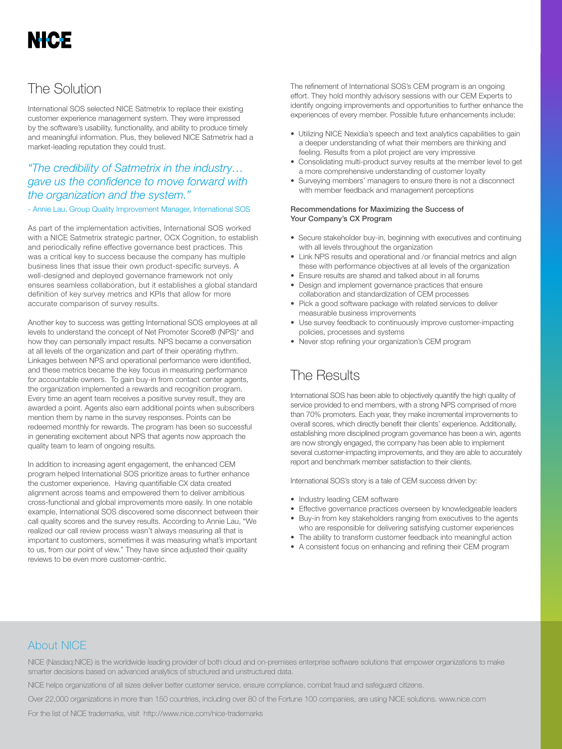## The Solution

International SOS selected NICE Satmetrix to replace their existing customer experience management system. They were impressed by the software's usability, functionality, and ability to produce timely and meaningful information. Plus, they believed NICE Satmetrix had a market-leading reputation they could trust.

*"The credibility of Satmetrix in the industry… gave us the confidence to move forward with the organization and the system."*

- Annie Lau, Group Quality Improvement Manager, International SOS

As part of the implementation activities, International SOS worked with a NICE Satmetrix strategic partner, OCX Cognition, to establish and periodically refine effective governance best practices. This was a critical key to success because the company has multiple business lines that issue their own product-specific surveys. A well-designed and deployed governance framework not only ensures seamless collaboration, but it establishes a global standard definition of key survey metrics and KPIs that allow for more accurate comparison of survey results.

Another key to success was getting International SOS employees at all levels to understand the concept of Net Promoter Score® (NPS)* and how they can personally impact results. NPS became a conversation at all levels of the organization and part of their operating rhythm. Linkages between NPS and operational performance were identified, and these metrics became the key focus in measuring performance for accountable owners. To gain buy-in from contact center agents, the organization implemented a rewards and recognition program. Every time an agent team receives a positive survey result, they are awarded a point. Agents also earn additional points when subscribers mention them by name in the survey responses. Points can be redeemed monthly for rewards. The program has been so successful in generating excitement about NPS that agents now approach the quality team to learn of ongoing results.

In addition to increasing agent engagement, the enhanced CEM program helped International SOS prioritize areas to further enhance the customer experience. Having quantifiable CX data created alignment across teams and empowered them to deliver ambitious cross-functional and global improvements more easily. In one notable example, International SOS discovered some disconnect between their call quality scores and the survey results. According to Annie Lau, "We realized our call review process wasn't always measuring all that is important to customers, sometimes it was measuring what's important to us, from our point of view." They have since adjusted their quality reviews to be even more customer-centric.

The refinement of International SOS's CEM program is an ongoing effort. They hold monthly advisory sessions with our CEM Experts to identify ongoing improvements and opportunities to further enhance the experiences of every member. Possible future enhancements include:

- Utilizing NICE Nexidia's speech and text analytics capabilities to gain a deeper understanding of what their members are thinking and feeling. Results from a pilot project are very impressive
- Consolidating multi-product survey results at the member level to get a more comprehensive understanding of customer loyalty
- Surveying members' managers to ensure there is not a disconnect with member feedback and management perceptions

**Recommendations for Maximizing the Success of Your Company's CX Program**

- Secure stakeholder buy-in, beginning with executives and continuing with all levels throughout the organization
- Link NPS results and operational and /or financial metrics and align these with performance objectives at all levels of the organization
- Ensure results are shared and talked about in all forums
- Design and implement governance practices that ensure collaboration and standardization of CEM processes
- Pick a good software package with related services to deliver measurable business improvements
- Use survey feedback to continuously improve customer-impacting policies, processes and systems
- Never stop refining your organization's CEM program

## The Results

International SOS has been able to objectively quantify the high quality of service provided to end members, with a strong NPS comprised of more than 70% promoters. Each year, they make incremental improvements to overall scores, which directly benefit their clients' experience. Additionally, establishing more disciplined program governance has been a win, agents are now strongly engaged, the company has been able to implement several customer-impacting improvements, and they are able to accurately report and benchmark member satisfaction to their clients.

International SOS's story is a tale of CEM success driven by:

- Industry leading CEM software
- Effective governance practices overseen by knowledgeable leaders
- Buy-in from key stakeholders ranging from executives to the agents who are responsible for delivering satisfying customer experiences
- The ability to transform customer feedback into meaningful action
- A consistent focus on enhancing and refining their CEM program

## About NICE

NICE (Nasdaq:NICE) is the worldwide leading provider of both cloud and on-premises enterprise software solutions that empower organizations to make smarter decisions based on advanced analytics of structured and unstructured data.

NICE helps organizations of all sizes deliver better customer service, ensure compliance, combat fraud and safeguard citizens.

Over 22,000 organizations in more than 150 countries, including over 80 of the Fortune 100 companies, are using NICE solutions. www.nice.com

For the list of NICE trademarks, visit http://www.nice.com/nice-trademarks